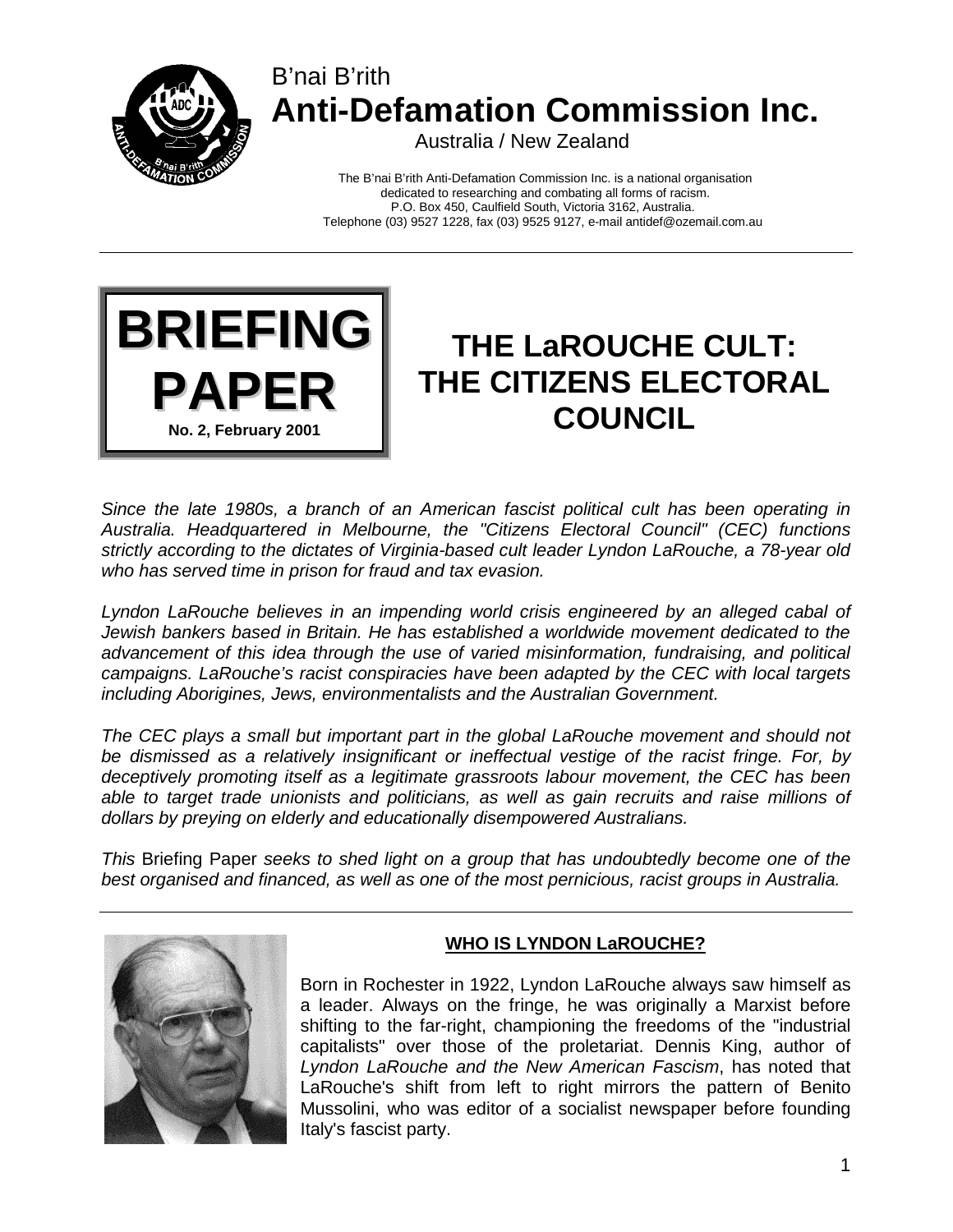B'nai B'rith
**Anti-Defamation Commission Inc.**
Australia / New Zealand

The B'nai B'rith Anti-Defamation Commission Inc. is a national organisation dedicated to researching and combating all forms of racism.
P.O. Box 450, Caulfield South, Victoria 3162, Australia.
Telephone (03) 9527 1228, fax (03) 9525 9127, e-mail antidef@ozemail.com.au

---

**BRIEFING PAPER**
**No. 2, February 2001**

# THE LaROUCHE CULT: THE CITIZENS ELECTORAL COUNCIL

*Since the late 1980s, a branch of an American fascist political cult has been operating in Australia. Headquartered in Melbourne, the "Citizens Electoral Council" (CEC) functions strictly according to the dictates of Virginia-based cult leader Lyndon LaRouche, a 78-year old who has served time in prison for fraud and tax evasion.*

*Lyndon LaRouche believes in an impending world crisis engineered by an alleged cabal of Jewish bankers based in Britain. He has established a worldwide movement dedicated to the advancement of this idea through the use of varied misinformation, fundraising, and political campaigns. LaRouche's racist conspiracies have been adapted by the CEC with local targets including Aborigines, Jews, environmentalists and the Australian Government.*

*The CEC plays a small but important part in the global LaRouche movement and should not be dismissed as a relatively insignificant or ineffectual vestige of the racist fringe. For, by deceptively promoting itself as a legitimate grassroots labour movement, the CEC has been able to target trade unionists and politicians, as well as gain recruits and raise millions of dollars by preying on elderly and educationally disempowered Australians.*

*This* Briefing Paper *seeks to shed light on a group that has undoubtedly become one of the best organised and financed, as well as one of the most pernicious, racist groups in Australia.*

---

## WHO IS LYNDON LaROUCHE?

Born in Rochester in 1922, Lyndon LaRouche always saw himself as a leader. Always on the fringe, he was originally a Marxist before shifting to the far-right, championing the freedoms of the "industrial capitalists" over those of the proletariat. Dennis King, author of *Lyndon LaRouche and the New American Fascism*, has noted that LaRouche's shift from left to right mirrors the pattern of Benito Mussolini, who was editor of a socialist newspaper before founding Italy's fascist party.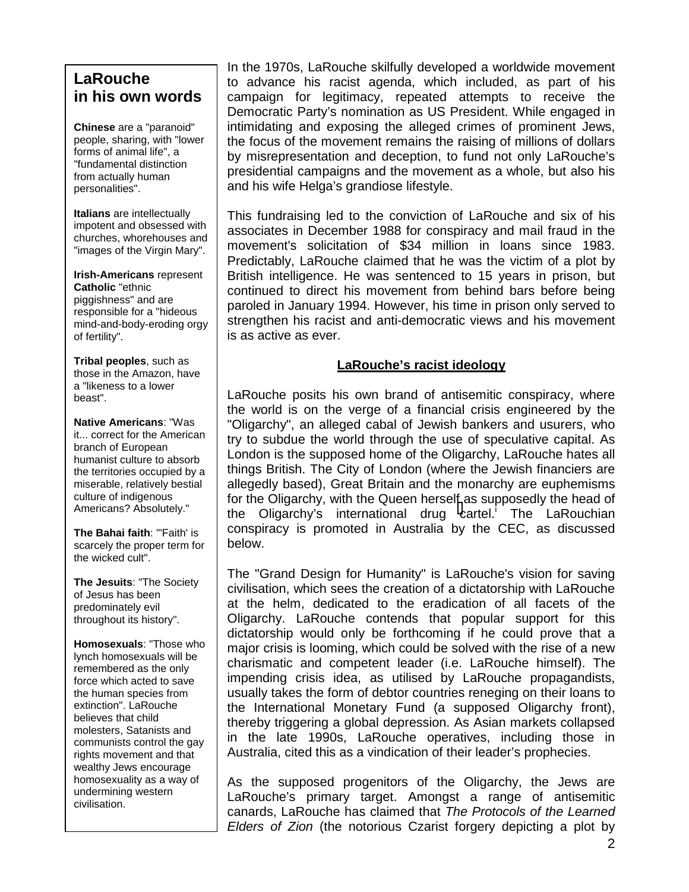## LaRouche in his own words

**Chinese** are a "paranoid" people, sharing, with "lower forms of animal life", a "fundamental distinction from actually human personalities".

**Italians** are intellectually impotent and obsessed with churches, whorehouses and "images of the Virgin Mary".

**Irish-Americans** represent **Catholic** "ethnic piggishness" and are responsible for a "hideous mind-and-body-eroding orgy of fertility".

**Tribal peoples**, such as those in the Amazon, have a "likeness to a lower beast".

**Native Americans**: "Was it... correct for the American branch of European humanist culture to absorb the territories occupied by a miserable, relatively bestial culture of indigenous Americans? Absolutely."

**The Bahai faith**: "'Faith' is scarcely the proper term for the wicked cult".

**The Jesuits**: "The Society of Jesus has been predominately evil throughout its history".

**Homosexuals**: "Those who lynch homosexuals will be remembered as the only force which acted to save the human species from extinction". LaRouche believes that child molesters, Satanists and communists control the gay rights movement and that wealthy Jews encourage homosexuality as a way of undermining western civilisation.

In the 1970s, LaRouche skilfully developed a worldwide movement to advance his racist agenda, which included, as part of his campaign for legitimacy, repeated attempts to receive the Democratic Party's nomination as US President. While engaged in intimidating and exposing the alleged crimes of prominent Jews, the focus of the movement remains the raising of millions of dollars by misrepresentation and deception, to fund not only LaRouche's presidential campaigns and the movement as a whole, but also his and his wife Helga's grandiose lifestyle.

This fundraising led to the conviction of LaRouche and six of his associates in December 1988 for conspiracy and mail fraud in the movement's solicitation of $34 million in loans since 1983. Predictably, LaRouche claimed that he was the victim of a plot by British intelligence. He was sentenced to 15 years in prison, but continued to direct his movement from behind bars before being paroled in January 1994. However, his time in prison only served to strengthen his racist and anti-democratic views and his movement is as active as ever.

### LaRouche's racist ideology

LaRouche posits his own brand of antisemitic conspiracy, where the world is on the verge of a financial crisis engineered by the "Oligarchy", an alleged cabal of Jewish bankers and usurers, who try to subdue the world through the use of speculative capital. As London is the supposed home of the Oligarchy, LaRouche hates all things British. The City of London (where the Jewish financiers are allegedly based), Great Britain and the monarchy are euphemisms for the Oligarchy, with the Queen herself as supposedly the head of the Oligarchy's international drug cartel.[i] The LaRouchian conspiracy is promoted in Australia by the CEC, as discussed below.

The "Grand Design for Humanity" is LaRouche's vision for saving civilisation, which sees the creation of a dictatorship with LaRouche at the helm, dedicated to the eradication of all facets of the Oligarchy. LaRouche contends that popular support for this dictatorship would only be forthcoming if he could prove that a major crisis is looming, which could be solved with the rise of a new charismatic and competent leader (i.e. LaRouche himself). The impending crisis idea, as utilised by LaRouche propagandists, usually takes the form of debtor countries reneging on their loans to the International Monetary Fund (a supposed Oligarchy front), thereby triggering a global depression. As Asian markets collapsed in the late 1990s, LaRouche operatives, including those in Australia, cited this as a vindication of their leader's prophecies.

As the supposed progenitors of the Oligarchy, the Jews are LaRouche's primary target. Amongst a range of antisemitic canards, LaRouche has claimed that *The Protocols of the Learned Elders of Zion* (the notorious Czarist forgery depicting a plot by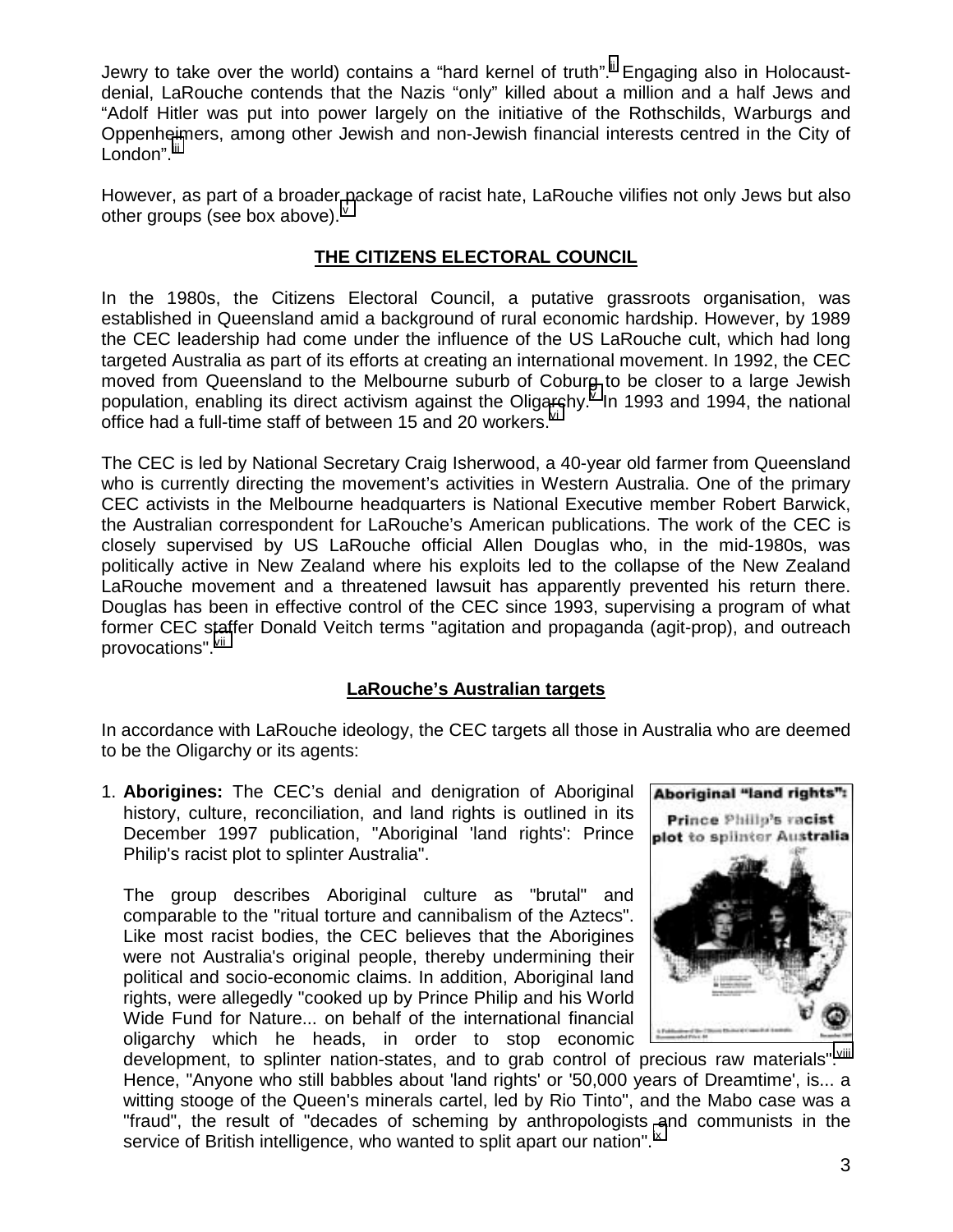Jewry to take over the world) contains a "hard kernel of truth".[ii] Engaging also in Holocaust-denial, LaRouche contends that the Nazis "only" killed about a million and a half Jews and "Adolf Hitler was put into power largely on the initiative of the Rothschilds, Warburgs and Oppenheimers, among other Jewish and non-Jewish financial interests centred in the City of London".[iii]

However, as part of a broader package of racist hate, LaRouche vilifies not only Jews but also other groups (see box above).[iv]

## THE CITIZENS ELECTORAL COUNCIL

In the 1980s, the Citizens Electoral Council, a putative grassroots organisation, was established in Queensland amid a background of rural economic hardship. However, by 1989 the CEC leadership had come under the influence of the US LaRouche cult, which had long targeted Australia as part of its efforts at creating an international movement. In 1992, the CEC moved from Queensland to the Melbourne suburb of Coburg to be closer to a large Jewish population, enabling its direct activism against the Oligarchy.[v] In 1993 and 1994, the national office had a full-time staff of between 15 and 20 workers.[vi]

The CEC is led by National Secretary Craig Isherwood, a 40-year old farmer from Queensland who is currently directing the movement's activities in Western Australia. One of the primary CEC activists in the Melbourne headquarters is National Executive member Robert Barwick, the Australian correspondent for LaRouche's American publications. The work of the CEC is closely supervised by US LaRouche official Allen Douglas who, in the mid-1980s, was politically active in New Zealand where his exploits led to the collapse of the New Zealand LaRouche movement and a threatened lawsuit has apparently prevented his return there. Douglas has been in effective control of the CEC since 1993, supervising a program of what former CEC staffer Donald Veitch terms "agitation and propaganda (agit-prop), and outreach provocations".[vii]

### LaRouche's Australian targets

In accordance with LaRouche ideology, the CEC targets all those in Australia who are deemed to be the Oligarchy or its agents:

1. **Aborigines:** The CEC's denial and denigration of Aboriginal history, culture, reconciliation, and land rights is outlined in its December 1997 publication, "Aboriginal 'land rights': Prince Philip's racist plot to splinter Australia".

   The group describes Aboriginal culture as "brutal" and comparable to the "ritual torture and cannibalism of the Aztecs". Like most racist bodies, the CEC believes that the Aborigines were not Australia's original people, thereby undermining their political and socio-economic claims. In addition, Aboriginal land rights, were allegedly "cooked up by Prince Philip and his World Wide Fund for Nature... on behalf of the international financial oligarchy which he heads, in order to stop economic development, to splinter nation-states, and to grab control of precious raw materials".[viii] Hence, "Anyone who still babbles about 'land rights' or '50,000 years of Dreamtime', is... a witting stooge of the Queen's minerals cartel, led by Rio Tinto", and the Mabo case was a "fraud", the result of "decades of scheming by anthropologists and communists in the service of British intelligence, who wanted to split apart our nation".[ix]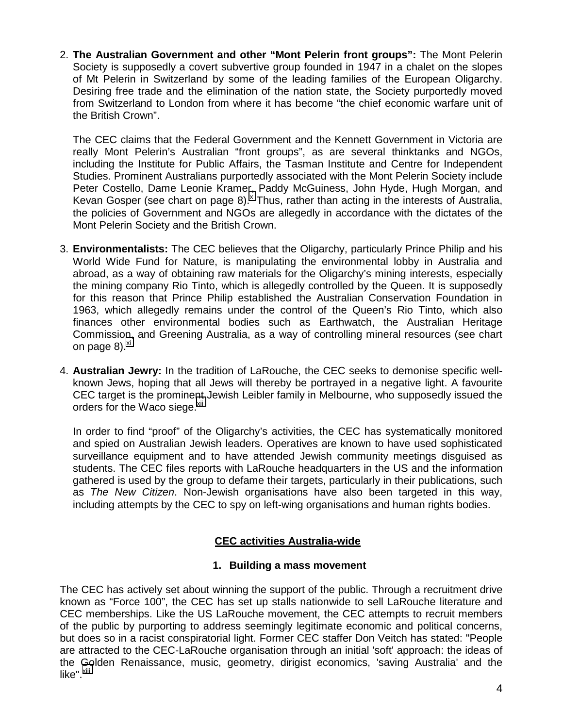2. **The Australian Government and other "Mont Pelerin front groups":** The Mont Pelerin Society is supposedly a covert subvertive group founded in 1947 in a chalet on the slopes of Mt Pelerin in Switzerland by some of the leading families of the European Oligarchy. Desiring free trade and the elimination of the nation state, the Society purportedly moved from Switzerland to London from where it has become "the chief economic warfare unit of the British Crown".

   The CEC claims that the Federal Government and the Kennett Government in Victoria are really Mont Pelerin's Australian "front groups", as are several thinktanks and NGOs, including the Institute for Public Affairs, the Tasman Institute and Centre for Independent Studies. Prominent Australians purportedly associated with the Mont Pelerin Society include Peter Costello, Dame Leonie Kramer, Paddy McGuiness, John Hyde, Hugh Morgan, and Kevan Gosper (see chart on page 8).[x] Thus, rather than acting in the interests of Australia, the policies of Government and NGOs are allegedly in accordance with the dictates of the Mont Pelerin Society and the British Crown.

3. **Environmentalists:** The CEC believes that the Oligarchy, particularly Prince Philip and his World Wide Fund for Nature, is manipulating the environmental lobby in Australia and abroad, as a way of obtaining raw materials for the Oligarchy's mining interests, especially the mining company Rio Tinto, which is allegedly controlled by the Queen. It is supposedly for this reason that Prince Philip established the Australian Conservation Foundation in 1963, which allegedly remains under the control of the Queen's Rio Tinto, which also finances other environmental bodies such as Earthwatch, the Australian Heritage Commission, and Greening Australia, as a way of controlling mineral resources (see chart on page 8).[xi]

4. **Australian Jewry:** In the tradition of LaRouche, the CEC seeks to demonise specific well-known Jews, hoping that all Jews will thereby be portrayed in a negative light. A favourite CEC target is the prominent Jewish Leibler family in Melbourne, who supposedly issued the orders for the Waco siege.[xii]

   In order to find "proof" of the Oligarchy's activities, the CEC has systematically monitored and spied on Australian Jewish leaders. Operatives are known to have used sophisticated surveillance equipment and to have attended Jewish community meetings disguised as students. The CEC files reports with LaRouche headquarters in the US and the information gathered is used by the group to defame their targets, particularly in their publications, such as *The New Citizen*. Non-Jewish organisations have also been targeted in this way, including attempts by the CEC to spy on left-wing organisations and human rights bodies.

## CEC activities Australia-wide

### 1. Building a mass movement

The CEC has actively set about winning the support of the public. Through a recruitment drive known as "Force 100", the CEC has set up stalls nationwide to sell LaRouche literature and CEC memberships. Like the US LaRouche movement, the CEC attempts to recruit members of the public by purporting to address seemingly legitimate economic and political concerns, but does so in a racist conspiratorial light. Former CEC staffer Don Veitch has stated: "People are attracted to the CEC-LaRouche organisation through an initial 'soft' approach: the ideas of the Golden Renaissance, music, geometry, dirigist economics, 'saving Australia' and the like".[xiii]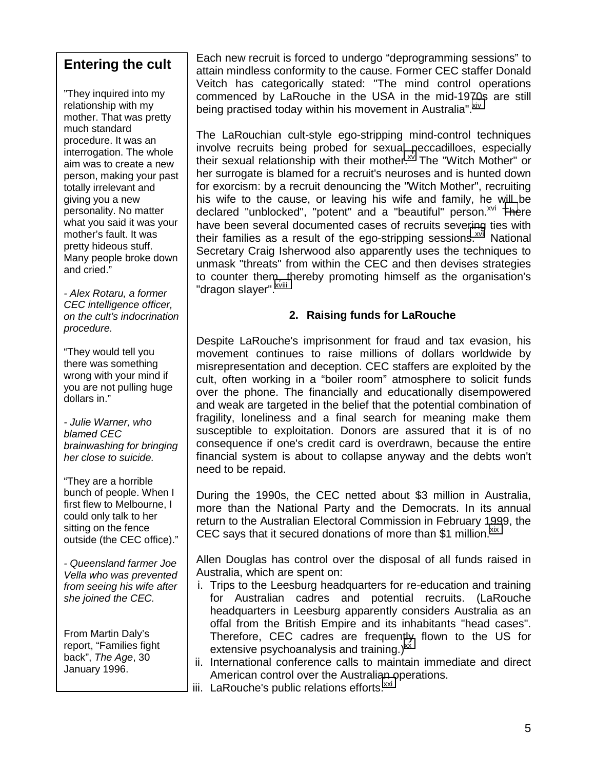## Entering the cult

"They inquired into my relationship with my mother. That was pretty much standard procedure. It was an interrogation. The whole aim was to create a new person, making your past totally irrelevant and giving you a new personality. No matter what you said it was your mother's fault. It was pretty hideous stuff. Many people broke down and cried."

*- Alex Rotaru, a former CEC intelligence officer, on the cult's indocrination procedure.*

"They would tell you there was something wrong with your mind if you are not pulling huge dollars in."

*- Julie Warner, who blamed CEC brainwashing for bringing her close to suicide.*

"They are a horrible bunch of people. When I first flew to Melbourne, I could only talk to her sitting on the fence outside (the CEC office)."

*- Queensland farmer Joe Vella who was prevented from seeing his wife after she joined the CEC.*

From Martin Daly's report, "Families fight back", *The Age*, 30 January 1996.

---

Each new recruit is forced to undergo "deprogramming sessions" to attain mindless conformity to the cause. Former CEC staffer Donald Veitch has categorically stated: "The mind control operations commenced by LaRouche in the USA in the mid-1970s are still being practised today within his movement in Australia".[xiv]

The LaRouchian cult-style ego-stripping mind-control techniques involve recruits being probed for sexual peccadilloes, especially their sexual relationship with their mother.[xv] The "Witch Mother" or her surrogate is blamed for a recruit's neuroses and is hunted down for exorcism: by a recruit denouncing the "Witch Mother", recruiting his wife to the cause, or leaving his wife and family, he will be declared "unblocked", "potent" and a "beautiful" person.[xvi] There have been several documented cases of recruits severing ties with their families as a result of the ego-stripping sessions.[xvi] National Secretary Craig Isherwood also apparently uses the techniques to unmask "threats" from within the CEC and then devises strategies to counter them, thereby promoting himself as the organisation's "dragon slayer".[xviii]

### 2. Raising funds for LaRouche

Despite LaRouche's imprisonment for fraud and tax evasion, his movement continues to raise millions of dollars worldwide by misrepresentation and deception. CEC staffers are exploited by the cult, often working in a "boiler room" atmosphere to solicit funds over the phone. The financially and educationally disempowered and weak are targeted in the belief that the potential combination of fragility, loneliness and a final search for meaning make them susceptible to exploitation. Donors are assured that it is of no consequence if one's credit card is overdrawn, because the entire financial system is about to collapse anyway and the debts won't need to be repaid.

During the 1990s, the CEC netted about $3 million in Australia, more than the National Party and the Democrats. In its annual return to the Australian Electoral Commission in February 1999, the CEC says that it secured donations of more than $1 million.[xix]

Allen Douglas has control over the disposal of all funds raised in Australia, which are spent on:

i. Trips to the Leesburg headquarters for re-education and training for Australian cadres and potential recruits. (LaRouche headquarters in Leesburg apparently considers Australia as an offal from the British Empire and its inhabitants "head cases". Therefore, CEC cadres are frequently flown to the US for extensive psychoanalysis and training.)[xx]
ii. International conference calls to maintain immediate and direct American control over the Australian operations.
iii. LaRouche's public relations efforts.[xxi]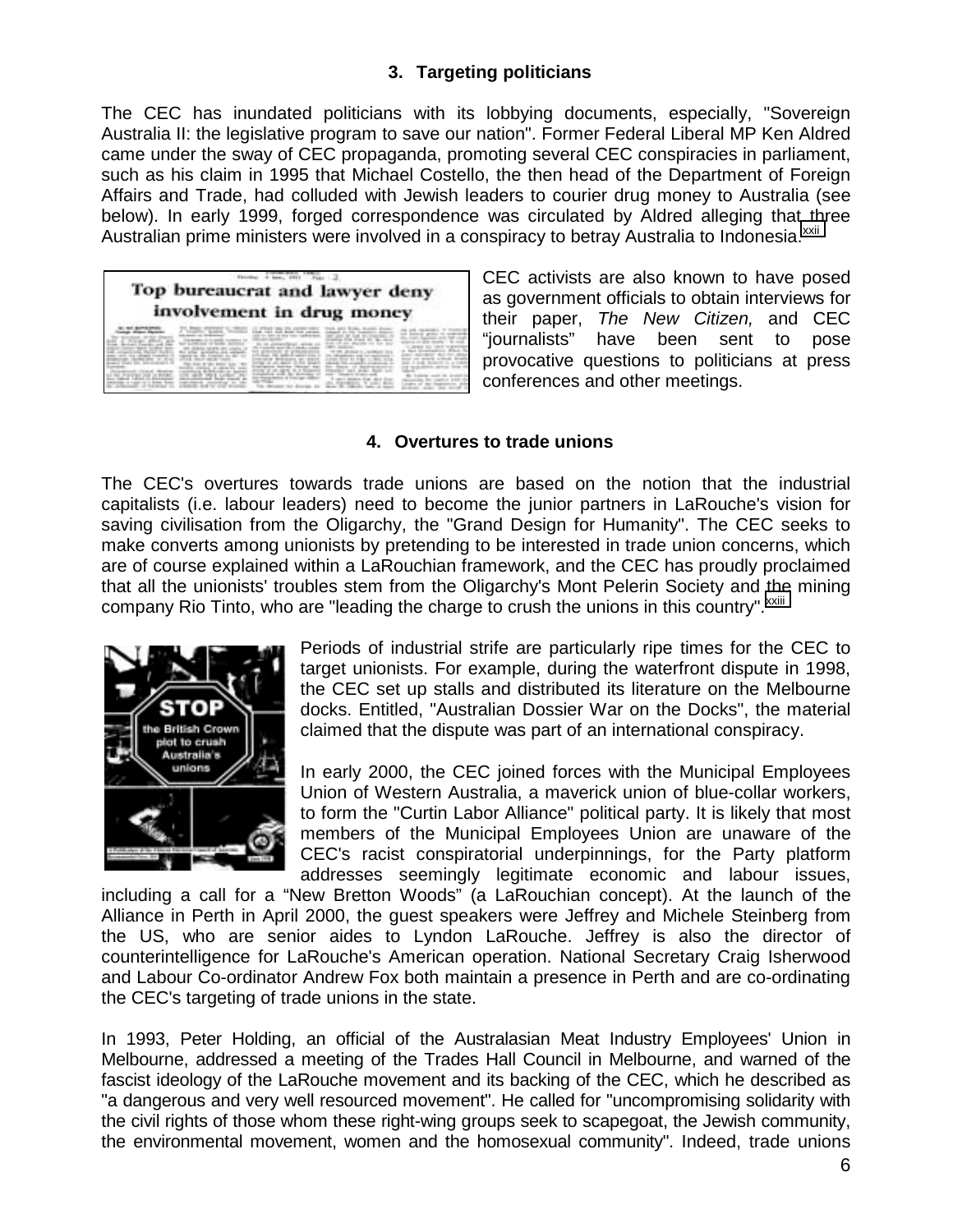### 3. Targeting politicians

The CEC has inundated politicians with its lobbying documents, especially, "Sovereign Australia II: the legislative program to save our nation". Former Federal Liberal MP Ken Aldred came under the sway of CEC propaganda, promoting several CEC conspiracies in parliament, such as his claim in 1995 that Michael Costello, the then head of the Department of Foreign Affairs and Trade, had colluded with Jewish leaders to courier drug money to Australia (see below). In early 1999, forged correspondence was circulated by Aldred alleging that three Australian prime ministers were involved in a conspiracy to betray Australia to Indonesia.[xxii]

CEC activists are also known to have posed as government officials to obtain interviews for their paper, *The New Citizen,* and CEC "journalists" have been sent to pose provocative questions to politicians at press conferences and other meetings.

### 4. Overtures to trade unions

The CEC's overtures towards trade unions are based on the notion that the industrial capitalists (i.e. labour leaders) need to become the junior partners in LaRouche's vision for saving civilisation from the Oligarchy, the "Grand Design for Humanity". The CEC seeks to make converts among unionists by pretending to be interested in trade union concerns, which are of course explained within a LaRouchian framework, and the CEC has proudly proclaimed that all the unionists' troubles stem from the Oligarchy's Mont Pelerin Society and the mining company Rio Tinto, who are "leading the charge to crush the unions in this country".[xxiii]

Periods of industrial strife are particularly ripe times for the CEC to target unionists. For example, during the waterfront dispute in 1998, the CEC set up stalls and distributed its literature on the Melbourne docks. Entitled, "Australian Dossier War on the Docks", the material claimed that the dispute was part of an international conspiracy.

In early 2000, the CEC joined forces with the Municipal Employees Union of Western Australia, a maverick union of blue-collar workers, to form the "Curtin Labor Alliance" political party. It is likely that most members of the Municipal Employees Union are unaware of the CEC's racist conspiratorial underpinnings, for the Party platform addresses seemingly legitimate economic and labour issues, including a call for a "New Bretton Woods" (a LaRouchian concept). At the launch of the Alliance in Perth in April 2000, the guest speakers were Jeffrey and Michele Steinberg from the US, who are senior aides to Lyndon LaRouche. Jeffrey is also the director of counterintelligence for LaRouche's American operation. National Secretary Craig Isherwood and Labour Co-ordinator Andrew Fox both maintain a presence in Perth and are co-ordinating the CEC's targeting of trade unions in the state.

In 1993, Peter Holding, an official of the Australasian Meat Industry Employees' Union in Melbourne, addressed a meeting of the Trades Hall Council in Melbourne, and warned of the fascist ideology of the LaRouche movement and its backing of the CEC, which he described as "a dangerous and very well resourced movement". He called for "uncompromising solidarity with the civil rights of those whom these right-wing groups seek to scapegoat, the Jewish community, the environmental movement, women and the homosexual community". Indeed, trade unions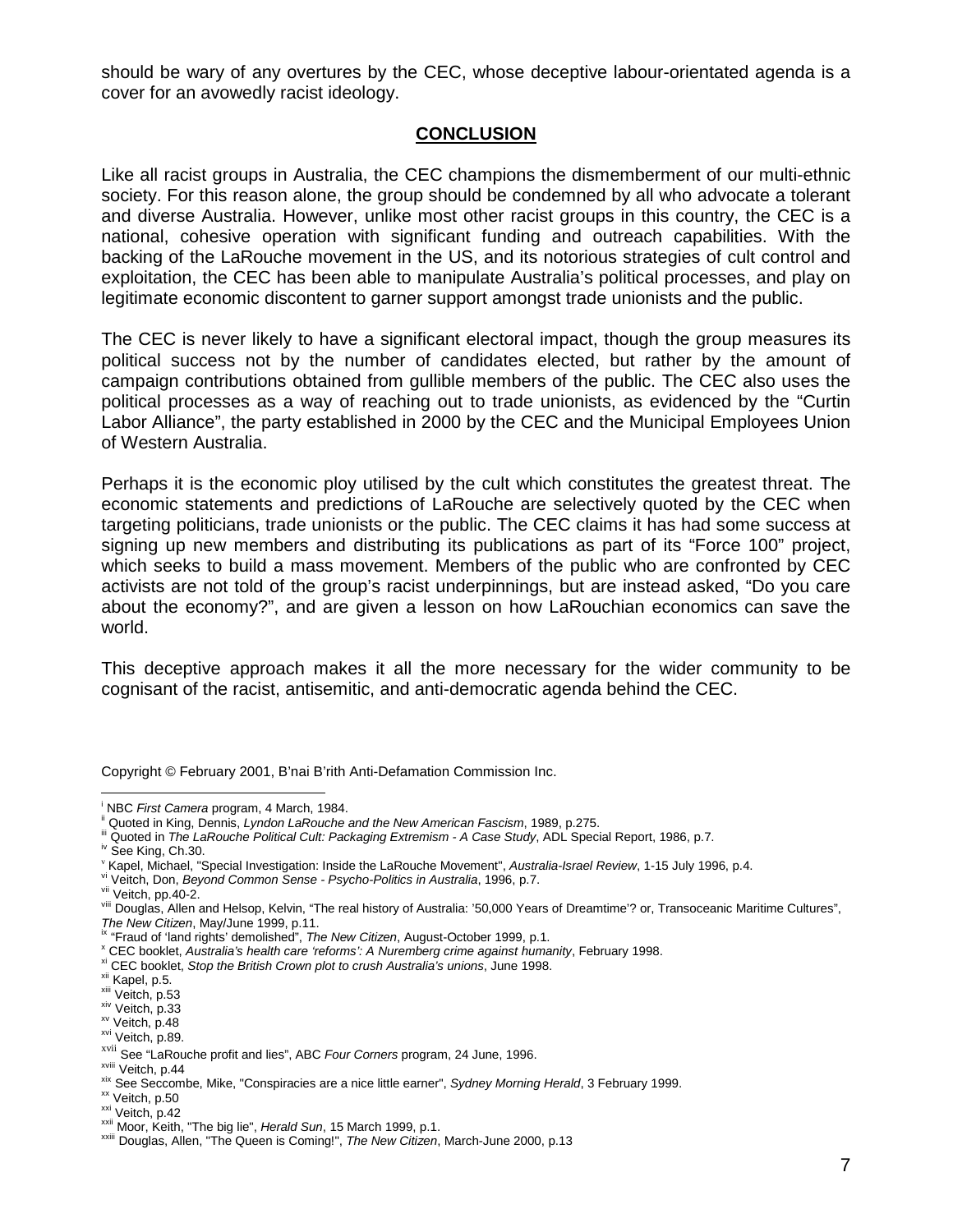should be wary of any overtures by the CEC, whose deceptive labour-orientated agenda is a cover for an avowedly racist ideology.

## CONCLUSION

Like all racist groups in Australia, the CEC champions the dismemberment of our multi-ethnic society. For this reason alone, the group should be condemned by all who advocate a tolerant and diverse Australia. However, unlike most other racist groups in this country, the CEC is a national, cohesive operation with significant funding and outreach capabilities. With the backing of the LaRouche movement in the US, and its notorious strategies of cult control and exploitation, the CEC has been able to manipulate Australia's political processes, and play on legitimate economic discontent to garner support amongst trade unionists and the public.

The CEC is never likely to have a significant electoral impact, though the group measures its political success not by the number of candidates elected, but rather by the amount of campaign contributions obtained from gullible members of the public. The CEC also uses the political processes as a way of reaching out to trade unionists, as evidenced by the "Curtin Labor Alliance", the party established in 2000 by the CEC and the Municipal Employees Union of Western Australia.

Perhaps it is the economic ploy utilised by the cult which constitutes the greatest threat. The economic statements and predictions of LaRouche are selectively quoted by the CEC when targeting politicians, trade unionists or the public. The CEC claims it has had some success at signing up new members and distributing its publications as part of its "Force 100" project, which seeks to build a mass movement. Members of the public who are confronted by CEC activists are not told of the group's racist underpinnings, but are instead asked, "Do you care about the economy?", and are given a lesson on how LaRouchian economics can save the world.

This deceptive approach makes it all the more necessary for the wider community to be cognisant of the racist, antisemitic, and anti-democratic agenda behind the CEC.

Copyright © February 2001, B'nai B'rith Anti-Defamation Commission Inc.

---

[i] NBC *First Camera* program, 4 March, 1984.
[ii] Quoted in King, Dennis, *Lyndon LaRouche and the New American Fascism*, 1989, p.275.
[iii] Quoted in *The LaRouche Political Cult: Packaging Extremism - A Case Study*, ADL Special Report, 1986, p.7.
[iv] See King, Ch.30.
[v] Kapel, Michael, "Special Investigation: Inside the LaRouche Movement", *Australia-Israel Review*, 1-15 July 1996, p.4.
[vi] Veitch, Don, *Beyond Common Sense - Psycho-Politics in Australia*, 1996, p.7.
[vii] Veitch, pp.40-2.
[viii] Douglas, Allen and Helsop, Kelvin, "The real history of Australia: '50,000 Years of Dreamtime'? or, Transoceanic Maritime Cultures", *The New Citizen*, May/June 1999, p.11.
[ix] "Fraud of 'land rights' demolished", *The New Citizen*, August-October 1999, p.1.
[x] CEC booklet, *Australia's health care 'reforms': A Nuremberg crime against humanity*, February 1998.
[xi] CEC booklet, *Stop the British Crown plot to crush Australia's unions*, June 1998.
[xii] Kapel, p.5.
[xiii] Veitch, p.53
[xiv] Veitch, p.33
[xv] Veitch, p.48
[xvi] Veitch, p.89.
[xvii] See "LaRouche profit and lies", ABC *Four Corners* program, 24 June, 1996.
[xviii] Veitch, p.44
[xix] See Seccombe, Mike, "Conspiracies are a nice little earner", *Sydney Morning Herald*, 3 February 1999.
[xx] Veitch, p.50
[xxi] Veitch, p.42
[xxii] Moor, Keith, "The big lie", *Herald Sun*, 15 March 1999, p.1.
[xxiii] Douglas, Allen, "The Queen is Coming!", *The New Citizen*, March-June 2000, p.13